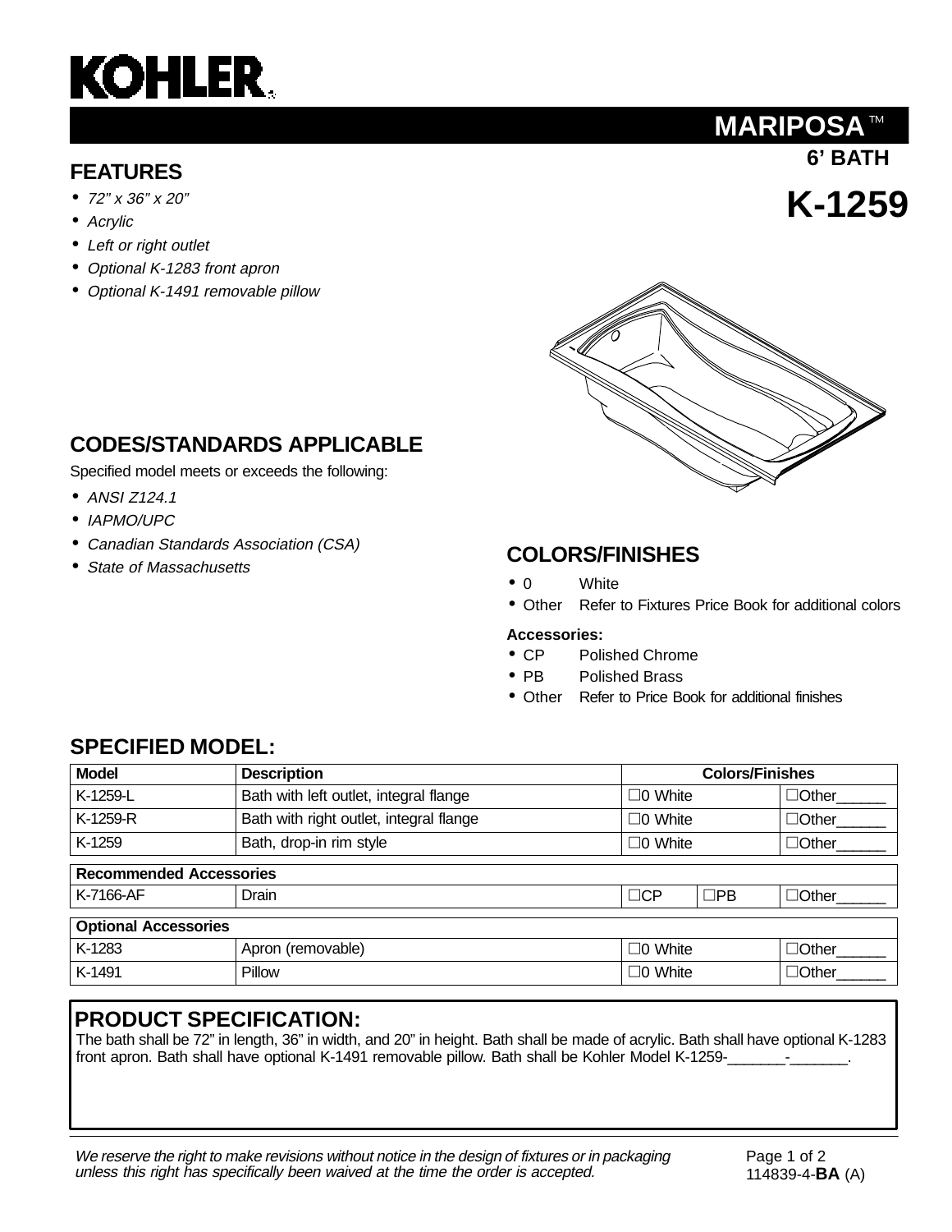# KOHLER

## MARIPOSA™

**6' BATH**

# K-1259

## FEATURES

- *72" x 36" x 20"*
- *Acrylic*
- *Left or right outlet*
- *Optional K-1283 front apron*
- *Optional K-1491 removable pillow*

## CODES/STANDARDS APPLICABLE

Specified model meets or exceeds the following:

- *ANSI Z124.1*
- *IAPMO/UPC*
- *Canadian Standards Association (CSA)*
- *State of Massachusetts*

## COLORS/FINISHES

- 0 White
- Other Refer to Fixtures Price Book for additional colors

**Accessories:**

- CP Polished Chrome
- PB Polished Brass
- Other Refer to Price Book for additional finishes

## SPECIFIED MODEL:

| Model | Description | Colors/Finishes | | |
|---|---|---|---|---|
| K-1259-L | Bath with left outlet, integral flange | ☐0 White | | ☐Other______ |
| K-1259-R | Bath with right outlet, integral flange | ☐0 White | | ☐Other______ |
| K-1259 | Bath, drop-in rim style | ☐0 White | | ☐Other______ |
| **Recommended Accessories** | | | | |
| K-7166-AF | Drain | ☐CP | ☐PB | ☐Other______ |
| **Optional Accessories** | | | | |
| K-1283 | Apron (removable) | ☐0 White | | ☐Other______ |
| K-1491 | Pillow | ☐0 White | | ☐Other______ |

## PRODUCT SPECIFICATION:

The bath shall be 72" in length, 36" in width, and 20" in height. Bath shall be made of acrylic. Bath shall have optional K-1283 front apron. Bath shall have optional K-1491 removable pillow. Bath shall be Kohler Model K-1259-_______-_______.

*We reserve the right to make revisions without notice in the design of fixtures or in packaging unless this right has specifically been waived at the time the order is accepted.*

114839-4-**BA** (A)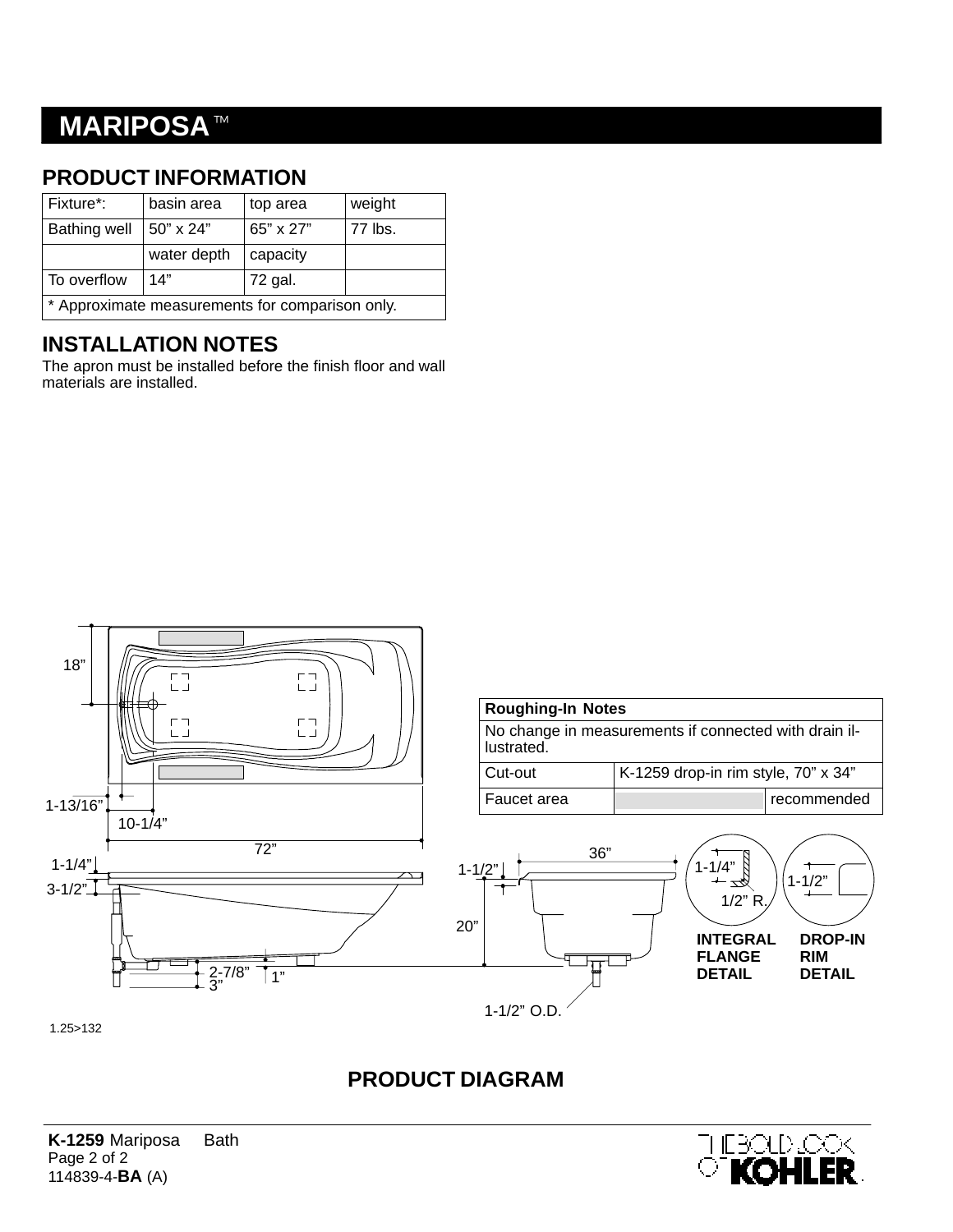# MARIPOSA™

## PRODUCT INFORMATION

| Fixture*: | basin area | top area | weight |
|---|---|---|---|
| Bathing well | 50” x 24” | 65” x 27” | 77 lbs. |
| | water depth | capacity | |
| To overflow | 14” | 72 gal. | |
| * Approximate measurements for comparison only. | | | |

## INSTALLATION NOTES

The apron must be installed before the finish floor and wall materials are installed.

| Roughing-In Notes | | |
|---|---|---|
| No change in measurements if connected with drain illustrated. | | |
| Cut-out | K-1259 drop-in rim style, 70” x 34” | |
| Faucet area | | recommended |

18”
1-13/16”
10-1/4”
72”
1-1/4”
3-1/2”
2-7/8”
3”
1”
36”
1-1/2”
20”
1-1/2” O.D.
1-1/4”
1/2” R.
1-1/2”
INTEGRAL FLANGE DETAIL
DROP-IN RIM DETAIL

1.25>132

## PRODUCT DIAGRAM

**K-1259** Mariposa Bath
114839-4-**BA** (A)